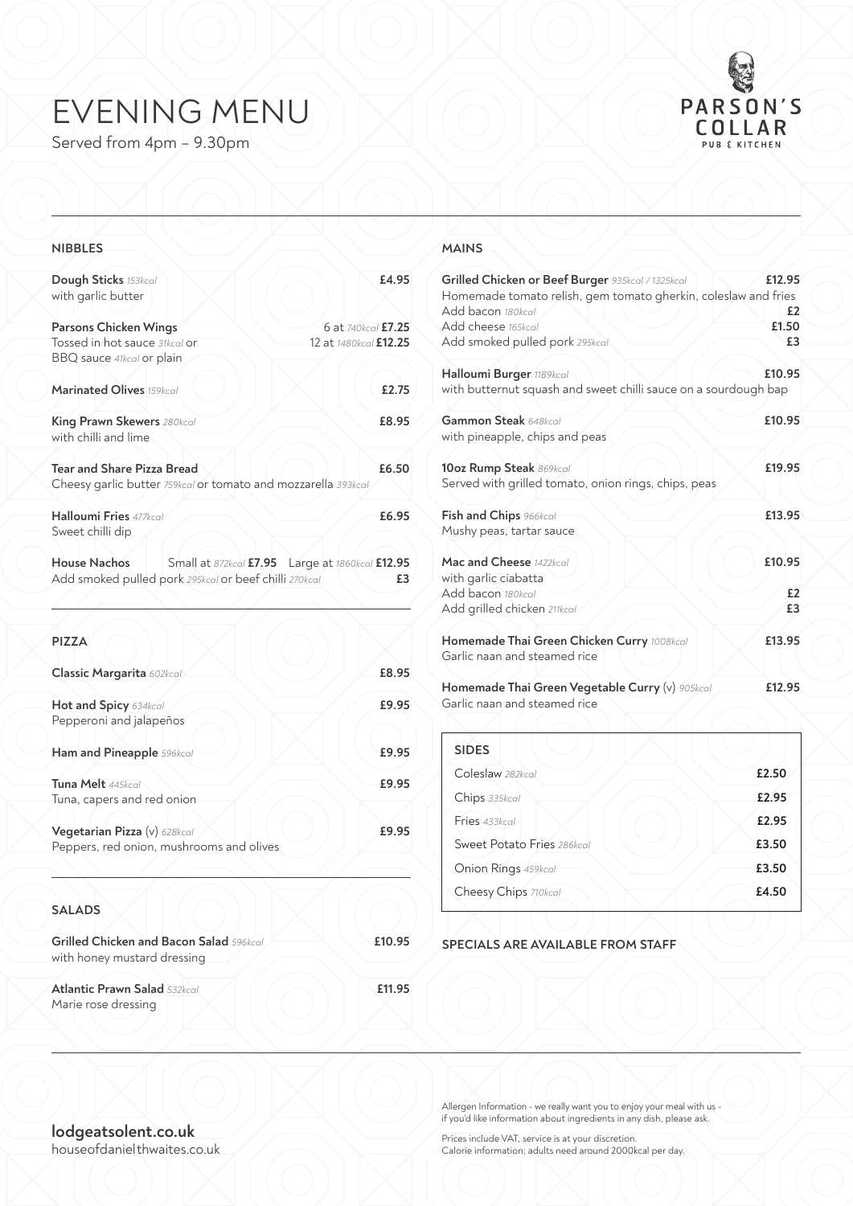# EVENING MENU

Served from 4pm – 9.30pm

PARSON'S COLLAR
PUB & KITCHEN

## NIBBLES

**Dough Sticks** *153kcal* — **£4.95**
with garlic butter

**Parsons Chicken Wings** — 6 at *740kcal* **£7.25** / 12 at *1480kcal* **£12.25**
Tossed in hot sauce *31kcal* or BBQ sauce *41kcal* or plain

**Marinated Olives** *159kcal* — **£2.75**

**King Prawn Skewers** *280kcal* — **£8.95**
with chilli and lime

**Tear and Share Pizza Bread** — **£6.50**
Cheesy garlic butter *759kcal* or tomato and mozzarella *393kcal*

**Halloumi Fries** *477kcal* — **£6.95**
Sweet chilli dip

**House Nachos** — Small at *872kcal* **£7.95** Large at *1860kcal* **£12.95**
Add smoked pulled pork *295kcal* or beef chilli *270kcal* — **£3**

## PIZZA

**Classic Margarita** *602kcal* — **£8.95**

**Hot and Spicy** *634kcal* — **£9.95**
Pepperoni and jalapeños

**Ham and Pineapple** *596kcal* — **£9.95**

**Tuna Melt** *445kcal* — **£9.95**
Tuna, capers and red onion

**Vegetarian Pizza** (v) *628kcal* — **£9.95**
Peppers, red onion, mushrooms and olives

## SALADS

**Grilled Chicken and Bacon Salad** *596kcal* — **£10.95**
with honey mustard dressing

**Atlantic Prawn Salad** *532kcal* — **£11.95**
Marie rose dressing

## MAINS

**Grilled Chicken or Beef Burger** *935kcal / 1325kcal* — **£12.95**
Homemade tomato relish, gem tomato gherkin, coleslaw and fries
Add bacon *180kcal* — **£2**
Add cheese *165kcal* — **£1.50**
Add smoked pulled pork *295kcal* — **£3**

**Halloumi Burger** *1189kcal* — **£10.95**
with butternut squash and sweet chilli sauce on a sourdough bap

**Gammon Steak** *648kcal* — **£10.95**
with pineapple, chips and peas

**10oz Rump Steak** *869kcal* — **£19.95**
Served with grilled tomato, onion rings, chips, peas

**Fish and Chips** *966kcal* — **£13.95**
Mushy peas, tartar sauce

**Mac and Cheese** *1422kcal* — **£10.95**
with garlic ciabatta
Add bacon *180kcal* — **£2**
Add grilled chicken *211kcal* — **£3**

**Homemade Thai Green Chicken Curry** *1008kcal* — **£13.95**
Garlic naan and steamed rice

**Homemade Thai Green Vegetable Curry** (v) *905kcal* — **£12.95**
Garlic naan and steamed rice

## SIDES

| Item | Price |
|---|---|
| Coleslaw *282kcal* | **£2.50** |
| Chips *335kcal* | **£2.95** |
| Fries *433kcal* | **£2.95** |
| Sweet Potato Fries *286kcal* | **£3.50** |
| Onion Rings *459kcal* | **£3.50** |
| Cheesy Chips *710kcal* | **£4.50** |

SPECIALS ARE AVAILABLE FROM STAFF

**lodgeatsolent.co.uk**
houseofdanielthwaites.co.uk

Allergen Information - we really want you to enjoy your meal with us - if you'd like information about ingredients in any dish, please ask.

Prices include VAT, service is at your discretion.
Calorie information: adults need around 2000kcal per day.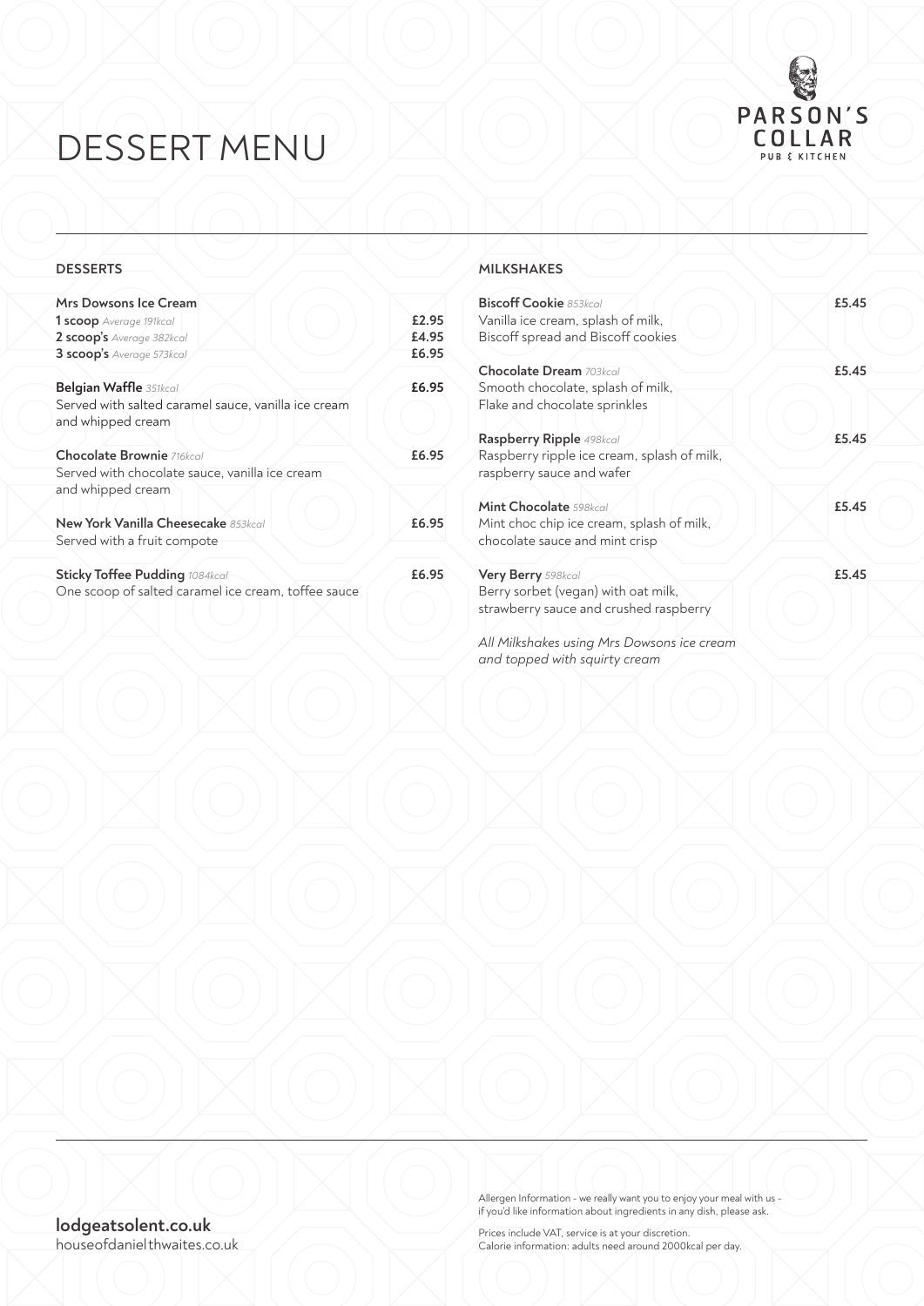# DESSERT MENU

PARSON'S COLLAR
PUB & KITCHEN

## DESSERTS

**Mrs Dowsons Ice Cream**

**1 scoop** *Average 191kcal* £2.95
**2 scoop's** *Average 382kcal* £4.95
**3 scoop's** *Average 573kcal* £6.95

**Belgian Waffle** *351kcal* £6.95
Served with salted caramel sauce, vanilla ice cream and whipped cream

**Chocolate Brownie** *716kcal* £6.95
Served with chocolate sauce, vanilla ice cream and whipped cream

**New York Vanilla Cheesecake** *853kcal* £6.95
Served with a fruit compote

**Sticky Toffee Pudding** *1084kcal* £6.95
One scoop of salted caramel ice cream, toffee sauce

## MILKSHAKES

**Biscoff Cookie** *853kcal* £5.45
Vanilla ice cream, splash of milk, Biscoff spread and Biscoff cookies

**Chocolate Dream** *703kcal* £5.45
Smooth chocolate, splash of milk, Flake and chocolate sprinkles

**Raspberry Ripple** *498kcal* £5.45
Raspberry ripple ice cream, splash of milk, raspberry sauce and wafer

**Mint Chocolate** *598kcal* £5.45
Mint choc chip ice cream, splash of milk, chocolate sauce and mint crisp

**Very Berry** *598kcal* £5.45
Berry sorbet (vegan) with oat milk, strawberry sauce and crushed raspberry

*All Milkshakes using Mrs Dowsons ice cream and topped with squirty cream*

**lodgeatsolent.co.uk**
houseofdanielthwaites.co.uk

Allergen Information - we really want you to enjoy your meal with us - if you'd like information about ingredients in any dish, please ask.

Prices include VAT, service is at your discretion.
Calorie information: adults need around 2000kcal per day.